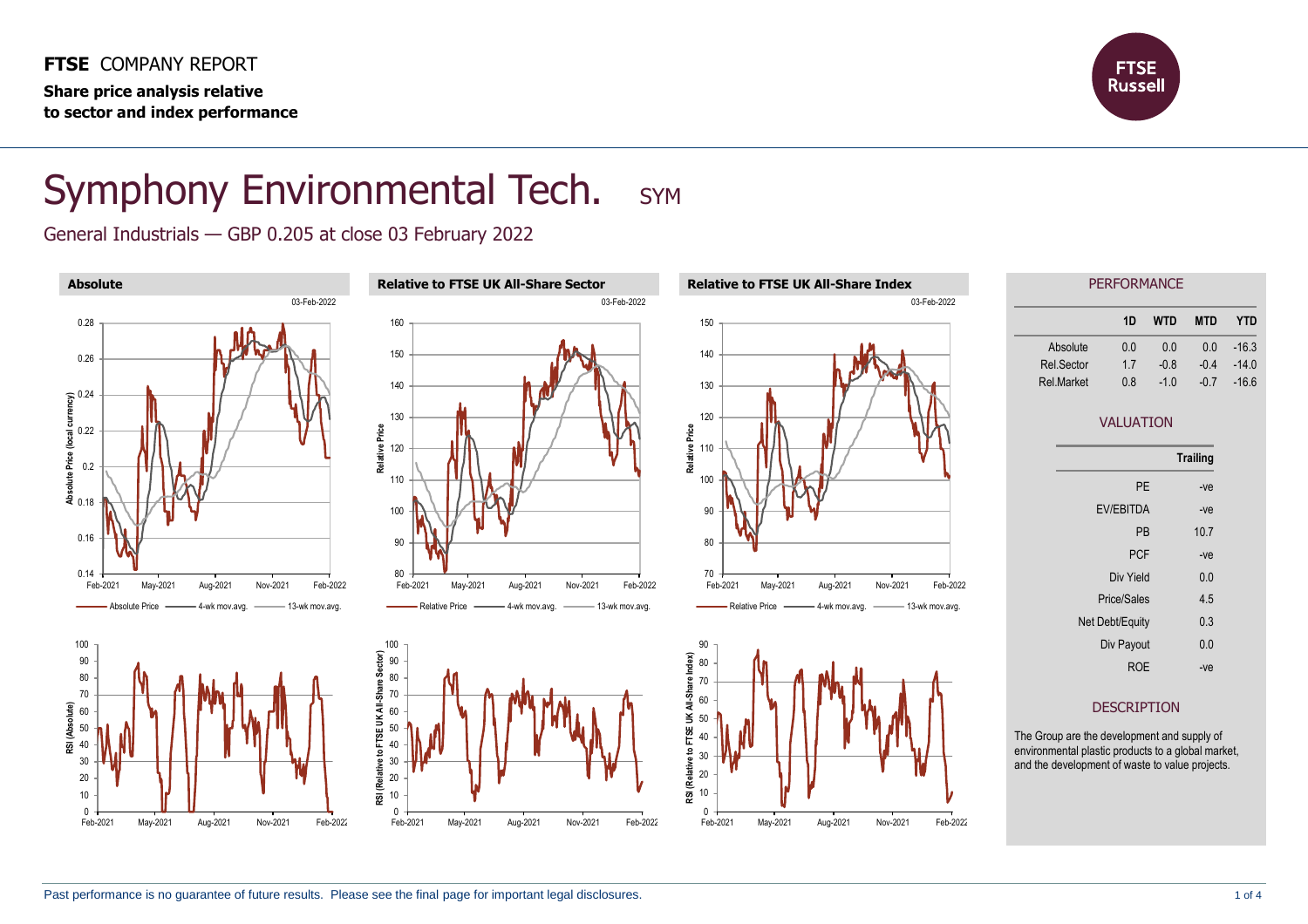**FTSE** COMPANY REPORT

**Share price analysis relative to sector and index performance**

# Symphony Environmental Tech. SYM

General Industrials — GBP 0.205 at close 03 February 2022

### Absolute

### Relative to FTSE UK All-Share Sector

### Relative to FTSE UK All-Share Index

## PERFORMANCE

| | 1D | WTD | MTD | YTD |
|---|---|---|---|---|
| Absolute | 0.0 | 0.0 | 0.0 | -16.3 |
| Rel.Sector | 1.7 | -0.8 | -0.4 | -14.0 |
| Rel.Market | 0.8 | -1.0 | -0.7 | -16.6 |

## VALUATION

| | Trailing |
|---|---|
| PE | -ve |
| EV/EBITDA | -ve |
| PB | 10.7 |
| PCF | -ve |
| Div Yield | 0.0 |
| Price/Sales | 4.5 |
| Net Debt/Equity | 0.3 |
| Div Payout | 0.0 |
| ROE | -ve |

## DESCRIPTION

The Group are the development and supply of environmental plastic products to a global market, and the development of waste to value projects.

Past performance is no guarantee of future results. Please see the final page for important legal disclosures.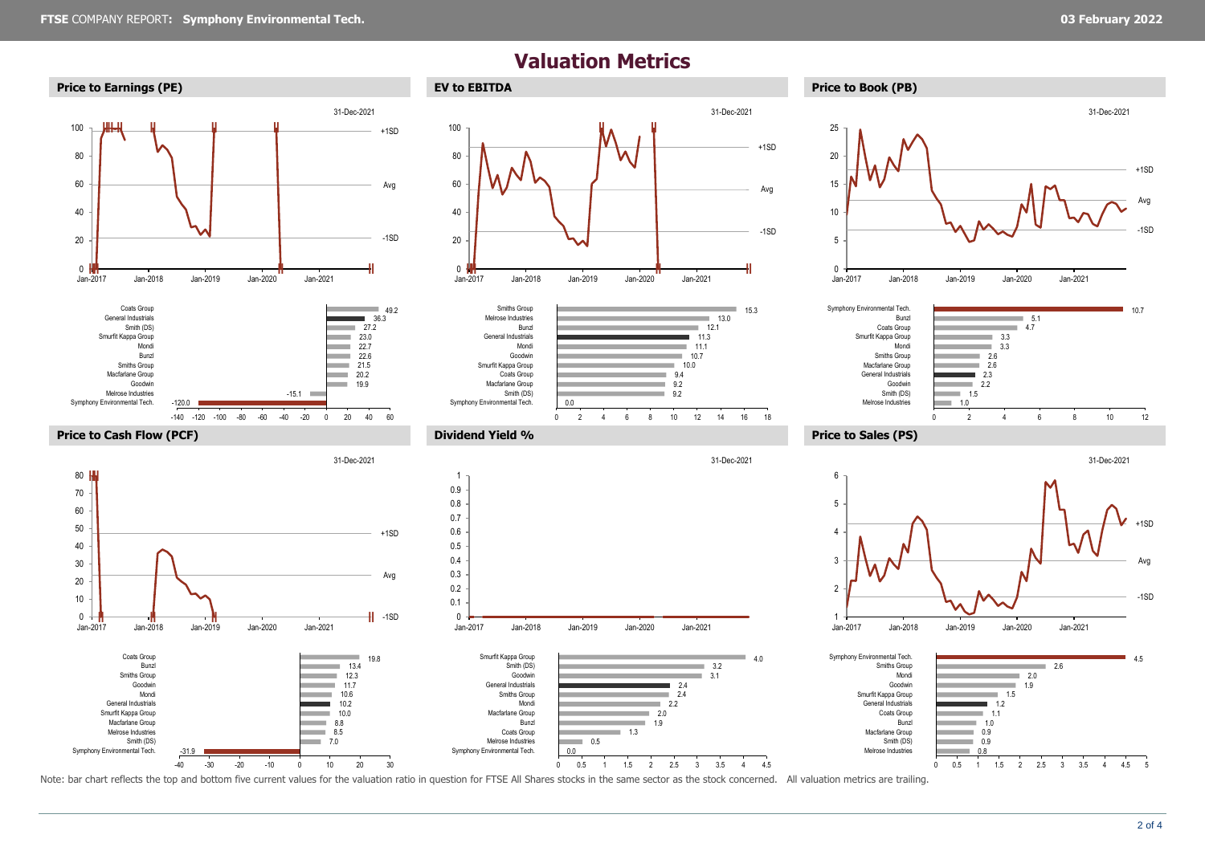# Valuation Metrics

## Price to Earnings (PE)

31-Dec-2021

| Company | PE |
|---|---|
| Coats Group | 49.2 |
| General Industrials | 36.3 |
| Smith (DS) | 27.2 |
| Smurfit Kappa Group | 23.0 |
| Mondi | 22.7 |
| Bunzl | 22.6 |
| Smiths Group | 21.5 |
| Macfarlane Group | 20.2 |
| Goodwin | 19.9 |
| Melrose Industries | -15.1 |
| Symphony Environmental Tech. | -120.0 |

## EV to EBITDA

31-Dec-2021

| Company | EV to EBITDA |
|---|---|
| Smiths Group | 15.3 |
| Melrose Industries | 13.0 |
| Bunzl | 12.1 |
| General Industrials | 11.3 |
| Mondi | 11.1 |
| Goodwin | 10.7 |
| Smurfit Kappa Group | 10.0 |
| Coats Group | 9.4 |
| Macfarlane Group | 9.2 |
| Smith (DS) | 9.2 |
| Symphony Environmental Tech. | 0.0 |

## Price to Book (PB)

31-Dec-2021

| Company | PB |
|---|---|
| Symphony Environmental Tech. | 10.7 |
| Bunzl | 5.1 |
| Coats Group | 4.7 |
| Smurfit Kappa Group | 3.3 |
| Mondi | 3.3 |
| Smiths Group | 2.6 |
| Macfarlane Group | 2.6 |
| General Industrials | 2.3 |
| Goodwin | 2.2 |
| Smith (DS) | 1.5 |
| Melrose Industries | 1.0 |

## Price to Cash Flow (PCF)

31-Dec-2021

| Company | PCF |
|---|---|
| Coats Group | 19.8 |
| Bunzl | 13.4 |
| Smiths Group | 12.3 |
| Goodwin | 11.7 |
| Mondi | 10.6 |
| General Industrials | 10.2 |
| Smurfit Kappa Group | 10.0 |
| Macfarlane Group | 8.8 |
| Melrose Industries | 8.5 |
| Smith (DS) | 7.0 |
| Symphony Environmental Tech. | -31.9 |

## Dividend Yield %

31-Dec-2021

| Company | Dividend Yield % |
|---|---|
| Smurfit Kappa Group | 4.0 |
| Smith (DS) | 3.2 |
| Goodwin | 3.1 |
| General Industrials | 2.4 |
| Smiths Group | 2.4 |
| Mondi | 2.2 |
| Macfarlane Group | 2.0 |
| Bunzl | 1.9 |
| Coats Group | 1.3 |
| Melrose Industries | 0.5 |
| Symphony Environmental Tech. | 0.0 |

## Price to Sales (PS)

31-Dec-2021

| Company | PS |
|---|---|
| Symphony Environmental Tech. | 4.5 |
| Smiths Group | 2.6 |
| Mondi | 2.0 |
| Goodwin | 1.9 |
| Smurfit Kappa Group | 1.5 |
| General Industrials | 1.2 |
| Coats Group | 1.1 |
| Bunzl | 1.0 |
| Macfarlane Group | 0.9 |
| Smith (DS) | 0.9 |
| Melrose Industries | 0.8 |

Note: bar chart reflects the top and bottom five current values for the valuation ratio in question for FTSE All Shares stocks in the same sector as the stock concerned. All valuation metrics are trailing.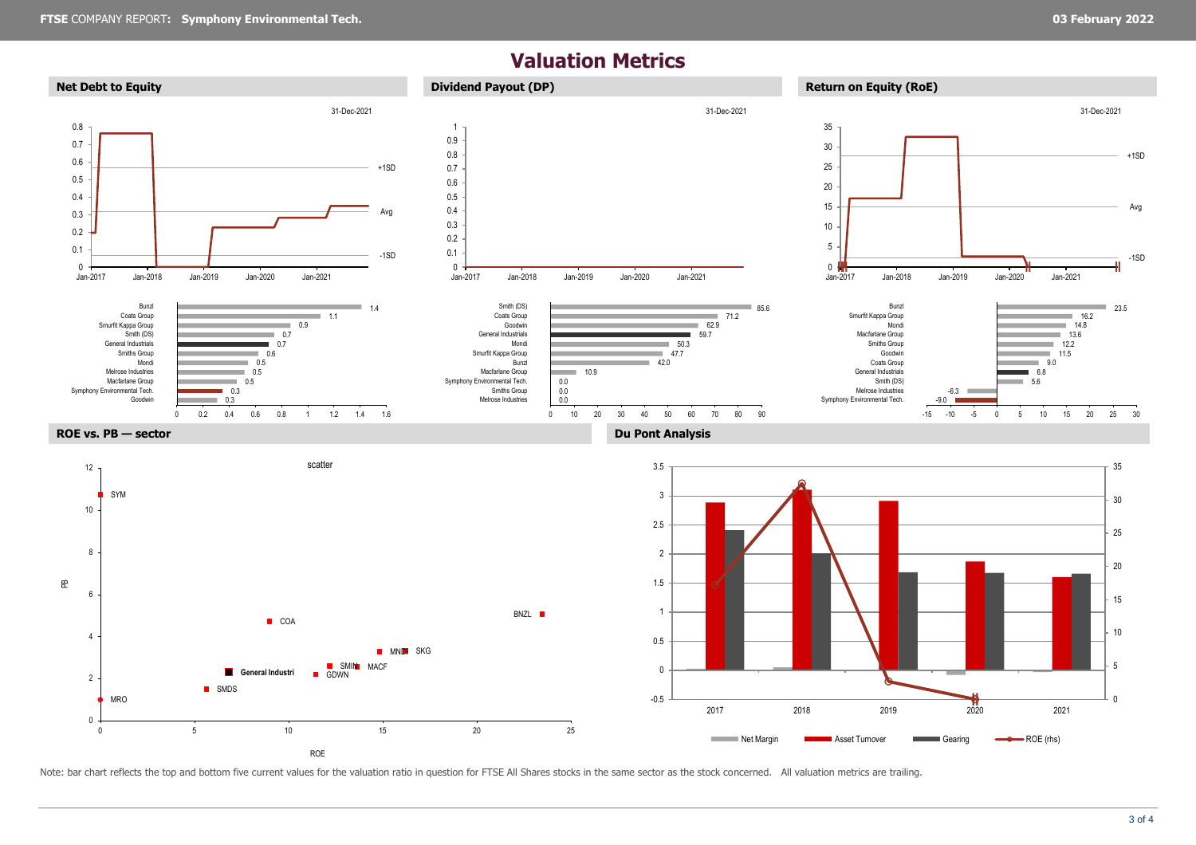# Valuation Metrics

## Net Debt to Equity

31-Dec-2021

| Company | Value |
|---|---|
| Bunzl | 1.4 |
| Coats Group | 1.1 |
| Smurfit Kappa Group | 0.9 |
| Smith (DS) | 0.7 |
| General Industrials | 0.7 |
| Smiths Group | 0.6 |
| Mondi | 0.5 |
| Melrose Industries | 0.5 |
| Macfarlane Group | 0.5 |
| Symphony Environmental Tech. | 0.3 |
| Goodwin | 0.3 |

## Dividend Payout (DP)

31-Dec-2021

| Company | Value |
|---|---|
| Smith (DS) | 85.6 |
| Coats Group | 71.2 |
| Goodwin | 62.9 |
| General Industrials | 59.7 |
| Mondi | 50.3 |
| Smurfit Kappa Group | 47.7 |
| Bunzl | 42.0 |
| Macfarlane Group | 10.9 |
| Symphony Environmental Tech. | 0.0 |
| Smiths Group | 0.0 |
| Melrose Industries | 0.0 |

## Return on Equity (RoE)

31-Dec-2021

| Company | Value |
|---|---|
| Bunzl | 23.5 |
| Smurfit Kappa Group | 16.2 |
| Mondi | 14.8 |
| Macfarlane Group | 13.6 |
| Smiths Group | 12.2 |
| Goodwin | 11.5 |
| Coats Group | 9.0 |
| General Industrials | 6.8 |
| Smith (DS) | 5.6 |
| Melrose Industries | -6.3 |
| Symphony Environmental Tech. | -9.0 |

## ROE vs. PB — sector

## Du Pont Analysis

Note: bar chart reflects the top and bottom five current values for the valuation ratio in question for FTSE All Shares stocks in the same sector as the stock concerned. All valuation metrics are trailing.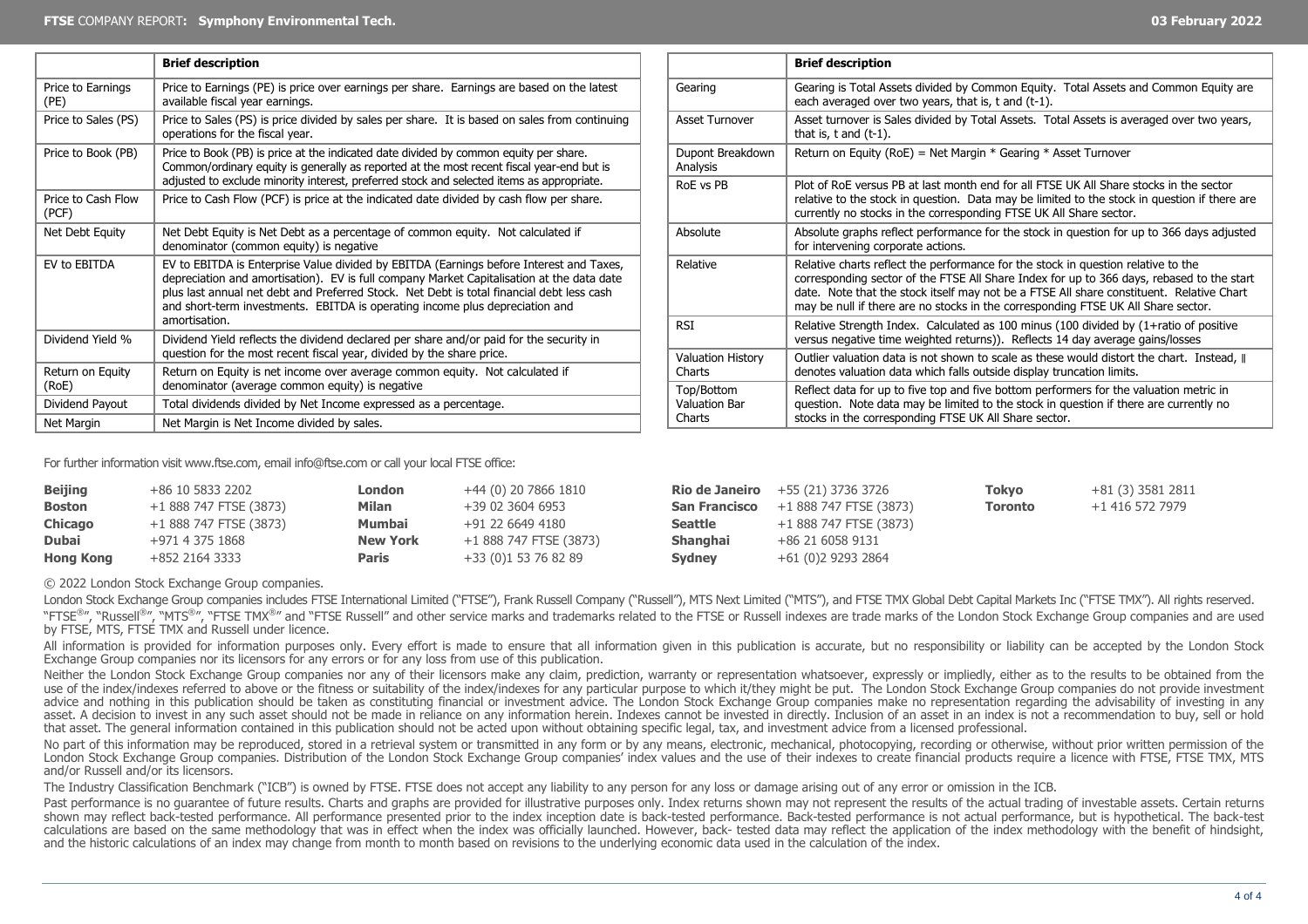| | Brief description |
|---|---|
| Price to Earnings (PE) | Price to Earnings (PE) is price over earnings per share. Earnings are based on the latest available fiscal year earnings. |
| Price to Sales (PS) | Price to Sales (PS) is price divided by sales per share. It is based on sales from continuing operations for the fiscal year. |
| Price to Book (PB) | Price to Book (PB) is price at the indicated date divided by common equity per share. Common/ordinary equity is generally as reported at the most recent fiscal year-end but is adjusted to exclude minority interest, preferred stock and selected items as appropriate. |
| Price to Cash Flow (PCF) | Price to Cash Flow (PCF) is price at the indicated date divided by cash flow per share. |
| Net Debt Equity | Net Debt Equity is Net Debt as a percentage of common equity. Not calculated if denominator (common equity) is negative |
| EV to EBITDA | EV to EBITDA is Enterprise Value divided by EBITDA (Earnings before Interest and Taxes, depreciation and amortisation). EV is full company Market Capitalisation at the data date plus last annual net debt and Preferred Stock. Net Debt is total financial debt less cash and short-term investments. EBITDA is operating income plus depreciation and amortisation. |
| Dividend Yield % | Dividend Yield reflects the dividend declared per share and/or paid for the security in question for the most recent fiscal year, divided by the share price. |
| Return on Equity (RoE) | Return on Equity is net income over average common equity. Not calculated if denominator (average common equity) is negative |
| Dividend Payout | Total dividends divided by Net Income expressed as a percentage. |
| Net Margin | Net Margin is Net Income divided by sales. |

| | Brief description |
|---|---|
| Gearing | Gearing is Total Assets divided by Common Equity. Total Assets and Common Equity are each averaged over two years, that is, t and (t-1). |
| Asset Turnover | Asset turnover is Sales divided by Total Assets. Total Assets is averaged over two years, that is, t and (t-1). |
| Dupont Breakdown Analysis | Return on Equity (RoE) = Net Margin * Gearing * Asset Turnover |
| RoE vs PB | Plot of RoE versus PB at last month end for all FTSE UK All Share stocks in the sector relative to the stock in question. Data may be limited to the stock in question if there are currently no stocks in the corresponding FTSE UK All Share sector. |
| Absolute | Absolute graphs reflect performance for the stock in question for up to 366 days adjusted for intervening corporate actions. |
| Relative | Relative charts reflect the performance for the stock in question relative to the corresponding sector of the FTSE All Share Index for up to 366 days, rebased to the start date. Note that the stock itself may not be a FTSE All share constituent. Relative Chart may be null if there are no stocks in the corresponding FTSE UK All Share sector. |
| RSI | Relative Strength Index. Calculated as 100 minus (100 divided by (1+ratio of positive versus negative time weighted returns)). Reflects 14 day average gains/losses |
| Valuation History Charts | Outlier valuation data is not shown to scale as these would distort the chart. Instead, ‖ denotes valuation data which falls outside display truncation limits. |
| Top/Bottom Valuation Bar Charts | Reflect data for up to five top and five bottom performers for the valuation metric in question. Note data may be limited to the stock in question if there are currently no stocks in the corresponding FTSE UK All Share sector. |

For further information visit www.ftse.com, email info@ftse.com or call your local FTSE office:

| | | | | | | | |
|---|---|---|---|---|---|---|---|
| **Beijing** | +86 10 5833 2202 | **London** | +44 (0) 20 7866 1810 | **Rio de Janeiro** | +55 (21) 3736 3726 | **Tokyo** | +81 (3) 3581 2811 |
| **Boston** | +1 888 747 FTSE (3873) | **Milan** | +39 02 3604 6953 | **San Francisco** | +1 888 747 FTSE (3873) | **Toronto** | +1 416 572 7979 |
| **Chicago** | +1 888 747 FTSE (3873) | **Mumbai** | +91 22 6649 4180 | **Seattle** | +1 888 747 FTSE (3873) | | |
| **Dubai** | +971 4 375 1868 | **New York** | +1 888 747 FTSE (3873) | **Shanghai** | +86 21 6058 9131 | | |
| **Hong Kong** | +852 2164 3333 | **Paris** | +33 (0)1 53 76 82 89 | **Sydney** | +61 (0)2 9293 2864 | | |

© 2022 London Stock Exchange Group companies.

London Stock Exchange Group companies includes FTSE International Limited ("FTSE"), Frank Russell Company ("Russell"), MTS Next Limited ("MTS"), and FTSE TMX Global Debt Capital Markets Inc ("FTSE TMX"). All rights reserved. "FTSE®", "Russell®", "MTS®", "FTSE TMX®" and "FTSE Russell" and other service marks and trademarks related to the FTSE or Russell indexes are trade marks of the London Stock Exchange Group companies and are used by FTSE, MTS, FTSE TMX and Russell under licence.

All information is provided for information purposes only. Every effort is made to ensure that all information given in this publication is accurate, but no responsibility or liability can be accepted by the London Stock Exchange Group companies nor its licensors for any errors or for any loss from use of this publication.

Neither the London Stock Exchange Group companies nor any of their licensors make any claim, prediction, warranty or representation whatsoever, expressly or impliedly, either as to the results to be obtained from the use of the index/indexes referred to above or the fitness or suitability of the index/indexes for any particular purpose to which it/they might be put. The London Stock Exchange Group companies do not provide investment advice and nothing in this publication should be taken as constituting financial or investment advice. The London Stock Exchange Group companies make no representation regarding the advisability of investing in any asset. A decision to invest in any such asset should not be made in reliance on any information herein. Indexes cannot be invested in directly. Inclusion of an asset in an index is not a recommendation to buy, sell or hold that asset. The general information contained in this publication should not be acted upon without obtaining specific legal, tax, and investment advice from a licensed professional.

No part of this information may be reproduced, stored in a retrieval system or transmitted in any form or by any means, electronic, mechanical, photocopying, recording or otherwise, without prior written permission of the London Stock Exchange Group companies. Distribution of the London Stock Exchange Group companies' index values and the use of their indexes to create financial products require a licence with FTSE, FTSE TMX, MTS and/or Russell and/or its licensors.

The Industry Classification Benchmark ("ICB") is owned by FTSE. FTSE does not accept any liability to any person for any loss or damage arising out of any error or omission in the ICB.

Past performance is no guarantee of future results. Charts and graphs are provided for illustrative purposes only. Index returns shown may not represent the results of the actual trading of investable assets. Certain returns shown may reflect back-tested performance. All performance presented prior to the index inception date is back-tested performance. Back-tested performance is not actual performance, but is hypothetical. The back-test calculations are based on the same methodology that was in effect when the index was officially launched. However, back- tested data may reflect the application of the index methodology with the benefit of hindsight, and the historic calculations of an index may change from month to month based on revisions to the underlying economic data used in the calculation of the index.